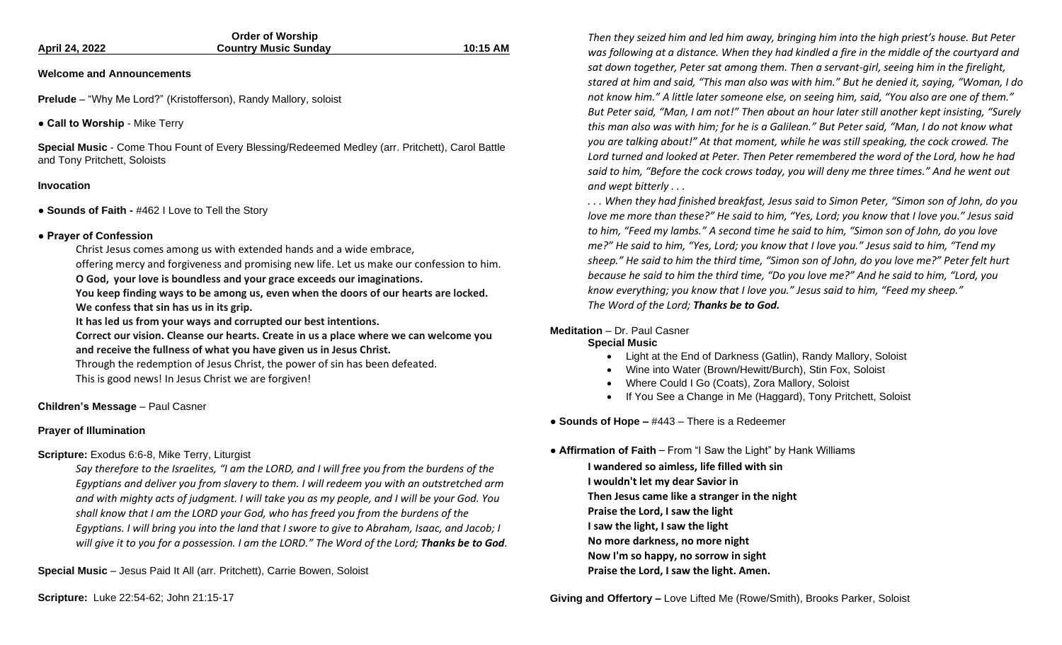# Order of Worship

**April 24, 2022** | **Country Music Sunday** | **10:15 AM**

**Welcome and Announcements**

**Prelude** – "Why Me Lord?" (Kristofferson), Randy Mallory, soloist

● **Call to Worship** - Mike Terry

**Special Music** - Come Thou Fount of Every Blessing/Redeemed Medley (arr. Pritchett), Carol Battle and Tony Pritchett, Soloists

**Invocation**

● **Sounds of Faith -** #462 I Love to Tell the Story

● **Prayer of Confession**

Christ Jesus comes among us with extended hands and a wide embrace,
offering mercy and forgiveness and promising new life. Let us make our confession to him.
**O God, your love is boundless and your grace exceeds our imaginations.**
**You keep finding ways to be among us, even when the doors of our hearts are locked.**
**We confess that sin has us in its grip.**
**It has led us from your ways and corrupted our best intentions.**
**Correct our vision. Cleanse our hearts. Create in us a place where we can welcome you and receive the fullness of what you have given us in Jesus Christ.**
Through the redemption of Jesus Christ, the power of sin has been defeated.
This is good news! In Jesus Christ we are forgiven!

**Children's Message** – Paul Casner

**Prayer of Illumination**

**Scripture:** Exodus 6:6-8, Mike Terry, Liturgist

*Say therefore to the Israelites, "I am the LORD, and I will free you from the burdens of the Egyptians and deliver you from slavery to them. I will redeem you with an outstretched arm and with mighty acts of judgment. I will take you as my people, and I will be your God. You shall know that I am the LORD your God, who has freed you from the burdens of the Egyptians. I will bring you into the land that I swore to give to Abraham, Isaac, and Jacob; I will give it to you for a possession. I am the LORD." The Word of the Lord;* ***Thanks be to God****.*

**Special Music** – Jesus Paid It All (arr. Pritchett), Carrie Bowen, Soloist

**Scripture:** Luke 22:54-62; John 21:15-17

*Then they seized him and led him away, bringing him into the high priest's house. But Peter was following at a distance. When they had kindled a fire in the middle of the courtyard and sat down together, Peter sat among them. Then a servant-girl, seeing him in the firelight, stared at him and said, "This man also was with him." But he denied it, saying, "Woman, I do not know him." A little later someone else, on seeing him, said, "You also are one of them." But Peter said, "Man, I am not!" Then about an hour later still another kept insisting, "Surely this man also was with him; for he is a Galilean." But Peter said, "Man, I do not know what you are talking about!" At that moment, while he was still speaking, the cock crowed. The Lord turned and looked at Peter. Then Peter remembered the word of the Lord, how he had said to him, "Before the cock crows today, you will deny me three times." And he went out and wept bitterly . . .*

*. . . When they had finished breakfast, Jesus said to Simon Peter, "Simon son of John, do you love me more than these?" He said to him, "Yes, Lord; you know that I love you." Jesus said to him, "Feed my lambs." A second time he said to him, "Simon son of John, do you love me?" He said to him, "Yes, Lord; you know that I love you." Jesus said to him, "Tend my sheep." He said to him the third time, "Simon son of John, do you love me?" Peter felt hurt because he said to him the third time, "Do you love me?" And he said to him, "Lord, you know everything; you know that I love you." Jesus said to him, "Feed my sheep."*
*The Word of the Lord;* ***Thanks be to God.***

**Meditation** – Dr. Paul Casner

**Special Music**

- Light at the End of Darkness (Gatlin), Randy Mallory, Soloist
- Wine into Water (Brown/Hewitt/Burch), Stin Fox, Soloist
- Where Could I Go (Coats), Zora Mallory, Soloist
- If You See a Change in Me (Haggard), Tony Pritchett, Soloist

● **Sounds of Hope –** #443 – There is a Redeemer

● **Affirmation of Faith** – From "I Saw the Light" by Hank Williams

**I wandered so aimless, life filled with sin**
**I wouldn't let my dear Savior in**
**Then Jesus came like a stranger in the night**
**Praise the Lord, I saw the light**
**I saw the light, I saw the light**
**No more darkness, no more night**
**Now I'm so happy, no sorrow in sight**
**Praise the Lord, I saw the light. Amen.**

**Giving and Offertory –** Love Lifted Me (Rowe/Smith), Brooks Parker, Soloist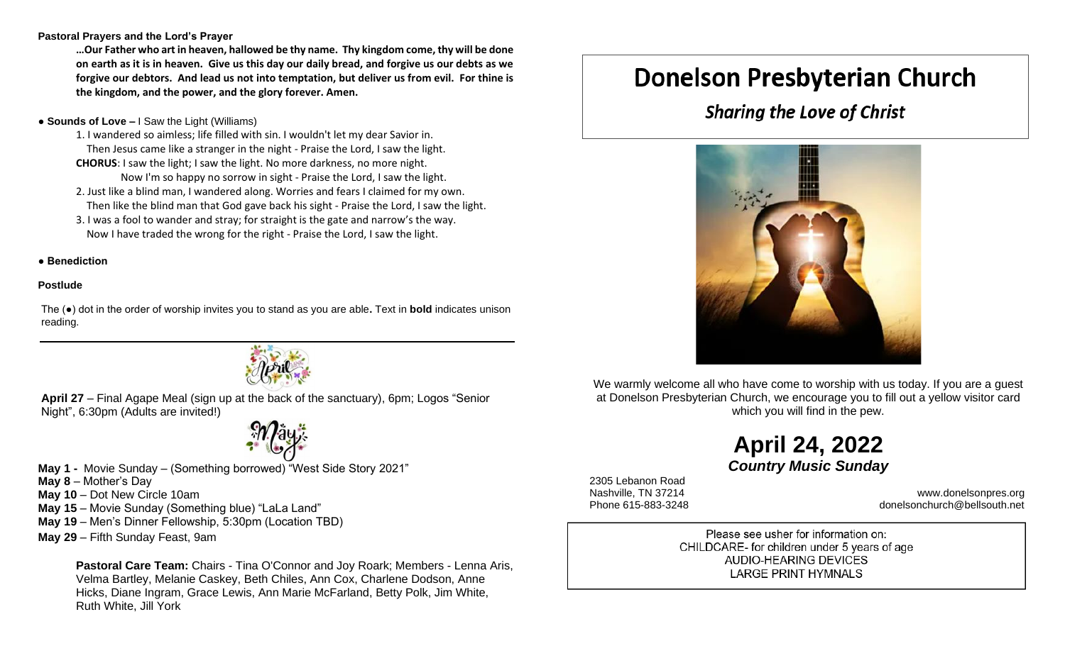**Pastoral Prayers and the Lord's Prayer**

**…Our Father who art in heaven, hallowed be thy name. Thy kingdom come, thy will be done on earth as it is in heaven. Give us this day our daily bread, and forgive us our debts as we forgive our debtors. And lead us not into temptation, but deliver us from evil. For thine is the kingdom, and the power, and the glory forever. Amen.**

● **Sounds of Love –** I Saw the Light (Williams)

1. I wandered so aimless; life filled with sin. I wouldn't let my dear Savior in.
   Then Jesus came like a stranger in the night - Praise the Lord, I saw the light.

   **CHORUS**: I saw the light; I saw the light. No more darkness, no more night.
   Now I'm so happy no sorrow in sight - Praise the Lord, I saw the light.
2. Just like a blind man, I wandered along. Worries and fears I claimed for my own.
   Then like the blind man that God gave back his sight - Praise the Lord, I saw the light.
3. I was a fool to wander and stray; for straight is the gate and narrow's the way.
   Now I have traded the wrong for the right - Praise the Lord, I saw the light.

● **Benediction**

**Postlude**

The (●) dot in the order of worship invites you to stand as you are able**.** Text in **bold** indicates unison reading.

---

April

**April 27** – Final Agape Meal (sign up at the back of the sanctuary), 6pm; Logos "Senior Night", 6:30pm (Adults are invited!)

May

**May 1 -** Movie Sunday – (Something borrowed) "West Side Story 2021"
**May 8** – Mother's Day
**May 10** – Dot New Circle 10am
**May 15** – Movie Sunday (Something blue) "LaLa Land"
**May 19** – Men's Dinner Fellowship, 5:30pm (Location TBD)
**May 29** – Fifth Sunday Feast, 9am

**Pastoral Care Team:** Chairs - Tina O'Connor and Joy Roark; Members - Lenna Aris, Velma Bartley, Melanie Caskey, Beth Chiles, Ann Cox, Charlene Dodson, Anne Hicks, Diane Ingram, Grace Lewis, Ann Marie McFarland, Betty Polk, Jim White, Ruth White, Jill York

# Donelson Presbyterian Church

## *Sharing the Love of Christ*

We warmly welcome all who have come to worship with us today. If you are a guest at Donelson Presbyterian Church, we encourage you to fill out a yellow visitor card which you will find in the pew.

# April 24, 2022

### *Country Music Sunday*

2305 Lebanon Road
Nashville, TN 37214
Phone 615-883-3248

www.donelsonpres.org
donelsonchurch@bellsouth.net

Please see usher for information on:
CHILDCARE- for children under 5 years of age
AUDIO-HEARING DEVICES
LARGE PRINT HYMNALS